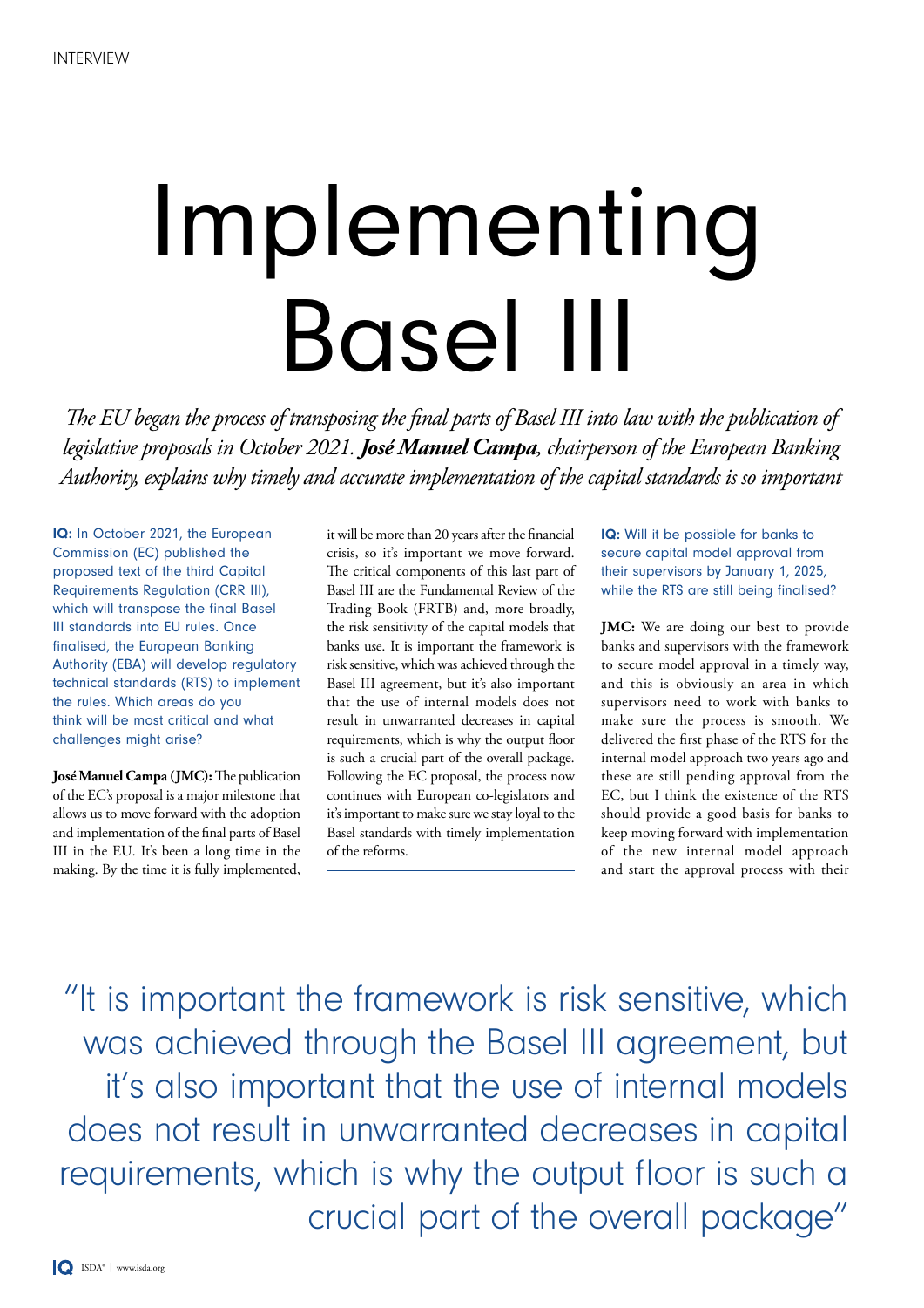INTERVIEW

# Implementing Basel III

*The EU began the process of transposing the final parts of Basel III into law with the publication of legislative proposals in October 2021. **José Manuel Campa**, chairperson of the European Banking Authority, explains why timely and accurate implementation of the capital standards is so important*

**IQ:** In October 2021, the European Commission (EC) published the proposed text of the third Capital Requirements Regulation (CRR III), which will transpose the final Basel III standards into EU rules. Once finalised, the European Banking Authority (EBA) will develop regulatory technical standards (RTS) to implement the rules. Which areas do you think will be most critical and what challenges might arise?

**José Manuel Campa (JMC):** The publication of the EC's proposal is a major milestone that allows us to move forward with the adoption and implementation of the final parts of Basel III in the EU. It's been a long time in the making. By the time it is fully implemented, it will be more than 20 years after the financial crisis, so it's important we move forward. The critical components of this last part of Basel III are the Fundamental Review of the Trading Book (FRTB) and, more broadly, the risk sensitivity of the capital models that banks use. It is important the framework is risk sensitive, which was achieved through the Basel III agreement, but it's also important that the use of internal models does not result in unwarranted decreases in capital requirements, which is why the output floor is such a crucial part of the overall package. Following the EC proposal, the process now continues with European co-legislators and it's important to make sure we stay loyal to the Basel standards with timely implementation of the reforms.

**IQ:** Will it be possible for banks to secure capital model approval from their supervisors by January 1, 2025, while the RTS are still being finalised?

**JMC:** We are doing our best to provide banks and supervisors with the framework to secure model approval in a timely way, and this is obviously an area in which supervisors need to work with banks to make sure the process is smooth. We delivered the first phase of the RTS for the internal model approach two years ago and these are still pending approval from the EC, but I think the existence of the RTS should provide a good basis for banks to keep moving forward with implementation of the new internal model approach and start the approval process with their

> "It is important the framework is risk sensitive, which was achieved through the Basel III agreement, but it's also important that the use of internal models does not result in unwarranted decreases in capital requirements, which is why the output floor is such a crucial part of the overall package"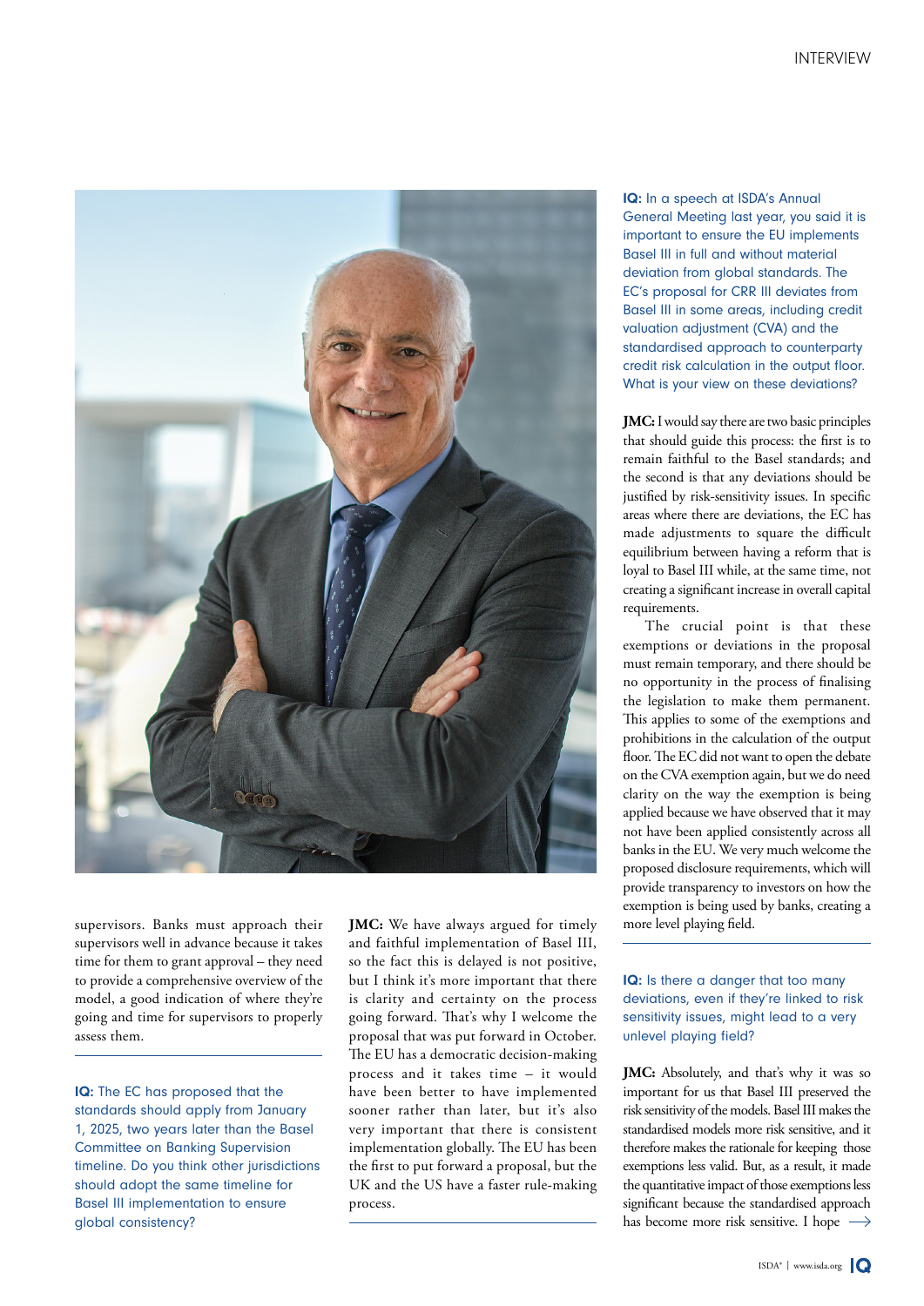supervisors. Banks must approach their supervisors well in advance because it takes time for them to grant approval – they need to provide a comprehensive overview of the model, a good indication of where they're going and time for supervisors to properly assess them.

**IQ:** The EC has proposed that the standards should apply from January 1, 2025, two years later than the Basel Committee on Banking Supervision timeline. Do you think other jurisdictions should adopt the same timeline for Basel III implementation to ensure global consistency?

**JMC:** We have always argued for timely and faithful implementation of Basel III, so the fact this is delayed is not positive, but I think it's more important that there is clarity and certainty on the process going forward. That's why I welcome the proposal that was put forward in October. The EU has a democratic decision-making process and it takes time – it would have been better to have implemented sooner rather than later, but it's also very important that there is consistent implementation globally. The EU has been the first to put forward a proposal, but the UK and the US have a faster rule-making process.

**IQ:** In a speech at ISDA's Annual General Meeting last year, you said it is important to ensure the EU implements Basel III in full and without material deviation from global standards. The EC's proposal for CRR III deviates from Basel III in some areas, including credit valuation adjustment (CVA) and the standardised approach to counterparty credit risk calculation in the output floor. What is your view on these deviations?

**JMC:** I would say there are two basic principles that should guide this process: the first is to remain faithful to the Basel standards; and the second is that any deviations should be justified by risk-sensitivity issues. In specific areas where there are deviations, the EC has made adjustments to square the difficult equilibrium between having a reform that is loyal to Basel III while, at the same time, not creating a significant increase in overall capital requirements.

The crucial point is that these exemptions or deviations in the proposal must remain temporary, and there should be no opportunity in the process of finalising the legislation to make them permanent. This applies to some of the exemptions and prohibitions in the calculation of the output floor. The EC did not want to open the debate on the CVA exemption again, but we do need clarity on the way the exemption is being applied because we have observed that it may not have been applied consistently across all banks in the EU. We very much welcome the proposed disclosure requirements, which will provide transparency to investors on how the exemption is being used by banks, creating a more level playing field.

**IQ:** Is there a danger that too many deviations, even if they're linked to risk sensitivity issues, might lead to a very unlevel playing field?

**JMC:** Absolutely, and that's why it was so important for us that Basel III preserved the risk sensitivity of the models. Basel III makes the standardised models more risk sensitive, and it therefore makes the rationale for keeping those exemptions less valid. But, as a result, it made the quantitative impact of those exemptions less significant because the standardised approach has become more risk sensitive. I hope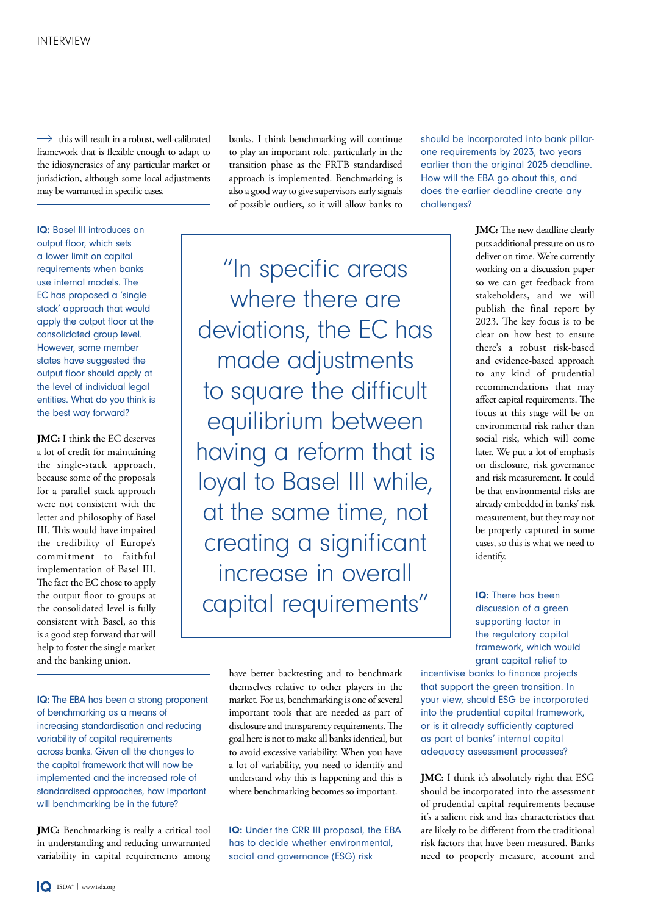this will result in a robust, well-calibrated framework that is flexible enough to adapt to the idiosyncrasies of any particular market or jurisdiction, although some local adjustments may be warranted in specific cases.

**IQ:** Basel III introduces an output floor, which sets a lower limit on capital requirements when banks use internal models. The EC has proposed a 'single stack' approach that would apply the output floor at the consolidated group level. However, some member states have suggested the output floor should apply at the level of individual legal entities. What do you think is the best way forward?

**JMC:** I think the EC deserves a lot of credit for maintaining the single-stack approach, because some of the proposals for a parallel stack approach were not consistent with the letter and philosophy of Basel III. This would have impaired the credibility of Europe's commitment to faithful implementation of Basel III. The fact the EC chose to apply the output floor to groups at the consolidated level is fully consistent with Basel, so this is a good step forward that will help to foster the single market and the banking union.

**IQ:** The EBA has been a strong proponent of benchmarking as a means of increasing standardisation and reducing variability of capital requirements across banks. Given all the changes to the capital framework that will now be implemented and the increased role of standardised approaches, how important will benchmarking be in the future?

**JMC:** Benchmarking is really a critical tool in understanding and reducing unwarranted variability in capital requirements among banks. I think benchmarking will continue to play an important role, particularly in the transition phase as the FRTB standardised approach is implemented. Benchmarking is also a good way to give supervisors early signals of possible outliers, so it will allow banks to have better backtesting and to benchmark themselves relative to other players in the market. For us, benchmarking is one of several important tools that are needed as part of disclosure and transparency requirements. The goal here is not to make all banks identical, but to avoid excessive variability. When you have a lot of variability, you need to identify and understand why this is happening and this is where benchmarking becomes so important.

> "In specific areas where there are deviations, the EC has made adjustments to square the difficult equilibrium between having a reform that is loyal to Basel III while, at the same time, not creating a significant increase in overall capital requirements"

**IQ:** Under the CRR III proposal, the EBA has to decide whether environmental, social and governance (ESG) risk should be incorporated into bank pillar-one requirements by 2023, two years earlier than the original 2025 deadline. How will the EBA go about this, and does the earlier deadline create any challenges?

**JMC:** The new deadline clearly puts additional pressure on us to deliver on time. We're currently working on a discussion paper so we can get feedback from stakeholders, and we will publish the final report by 2023. The key focus is to be clear on how best to ensure there's a robust risk-based and evidence-based approach to any kind of prudential recommendations that may affect capital requirements. The focus at this stage will be on environmental risk rather than social risk, which will come later. We put a lot of emphasis on disclosure, risk governance and risk measurement. It could be that environmental risks are already embedded in banks' risk measurement, but they may not be properly captured in some cases, so this is what we need to identify.

**IQ:** There has been discussion of a green supporting factor in the regulatory capital framework, which would grant capital relief to incentivise banks to finance projects that support the green transition. In your view, should ESG be incorporated into the prudential capital framework, or is it already sufficiently captured as part of banks' internal capital adequacy assessment processes?

**JMC:** I think it's absolutely right that ESG should be incorporated into the assessment of prudential capital requirements because it's a salient risk and has characteristics that are likely to be different from the traditional risk factors that have been measured. Banks need to properly measure, account and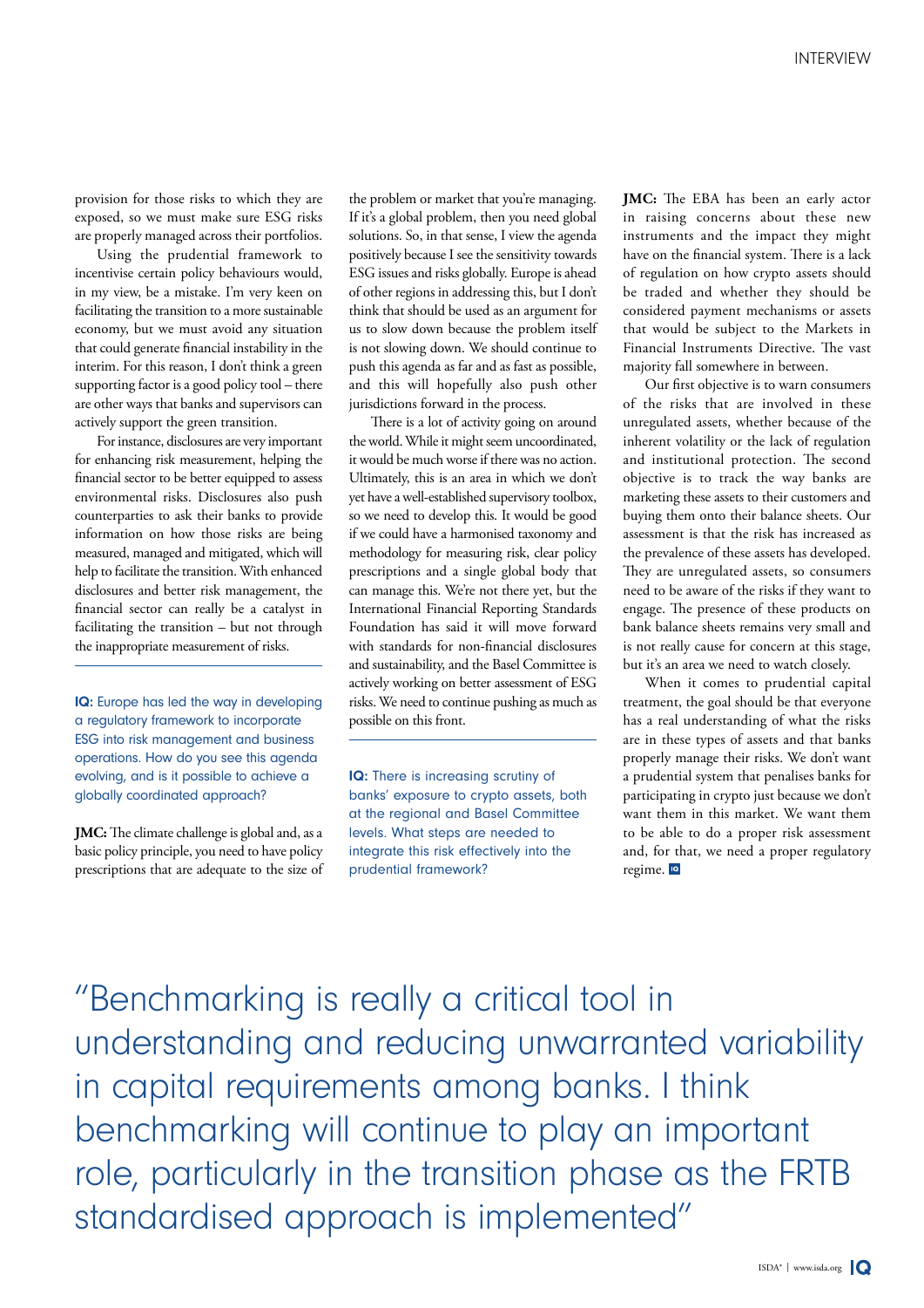provision for those risks to which they are exposed, so we must make sure ESG risks are properly managed across their portfolios.

Using the prudential framework to incentivise certain policy behaviours would, in my view, be a mistake. I'm very keen on facilitating the transition to a more sustainable economy, but we must avoid any situation that could generate financial instability in the interim. For this reason, I don't think a green supporting factor is a good policy tool – there are other ways that banks and supervisors can actively support the green transition.

For instance, disclosures are very important for enhancing risk measurement, helping the financial sector to be better equipped to assess environmental risks. Disclosures also push counterparties to ask their banks to provide information on how those risks are being measured, managed and mitigated, which will help to facilitate the transition. With enhanced disclosures and better risk management, the financial sector can really be a catalyst in facilitating the transition – but not through the inappropriate measurement of risks.

**IQ:** Europe has led the way in developing a regulatory framework to incorporate ESG into risk management and business operations. How do you see this agenda evolving, and is it possible to achieve a globally coordinated approach?

**JMC:** The climate challenge is global and, as a basic policy principle, you need to have policy prescriptions that are adequate to the size of the problem or market that you're managing. If it's a global problem, then you need global solutions. So, in that sense, I view the agenda positively because I see the sensitivity towards ESG issues and risks globally. Europe is ahead of other regions in addressing this, but I don't think that should be used as an argument for us to slow down because the problem itself is not slowing down. We should continue to push this agenda as far and as fast as possible, and this will hopefully also push other jurisdictions forward in the process.

There is a lot of activity going on around the world. While it might seem uncoordinated, it would be much worse if there was no action. Ultimately, this is an area in which we don't yet have a well-established supervisory toolbox, so we need to develop this. It would be good if we could have a harmonised taxonomy and methodology for measuring risk, clear policy prescriptions and a single global body that can manage this. We're not there yet, but the International Financial Reporting Standards Foundation has said it will move forward with standards for non-financial disclosures and sustainability, and the Basel Committee is actively working on better assessment of ESG risks. We need to continue pushing as much as possible on this front.

**IQ:** There is increasing scrutiny of banks' exposure to crypto assets, both at the regional and Basel Committee levels. What steps are needed to integrate this risk effectively into the prudential framework?

**JMC:** The EBA has been an early actor in raising concerns about these new instruments and the impact they might have on the financial system. There is a lack of regulation on how crypto assets should be traded and whether they should be considered payment mechanisms or assets that would be subject to the Markets in Financial Instruments Directive. The vast majority fall somewhere in between.

Our first objective is to warn consumers of the risks that are involved in these unregulated assets, whether because of the inherent volatility or the lack of regulation and institutional protection. The second objective is to track the way banks are marketing these assets to their customers and buying them onto their balance sheets. Our assessment is that the risk has increased as the prevalence of these assets has developed. They are unregulated assets, so consumers need to be aware of the risks if they want to engage. The presence of these products on bank balance sheets remains very small and is not really cause for concern at this stage, but it's an area we need to watch closely.

When it comes to prudential capital treatment, the goal should be that everyone has a real understanding of what the risks are in these types of assets and that banks properly manage their risks. We don't want a prudential system that penalises banks for participating in crypto just because we don't want them in this market. We want them to be able to do a proper risk assessment and, for that, we need a proper regulatory regime.

"Benchmarking is really a critical tool in understanding and reducing unwarranted variability in capital requirements among banks. I think benchmarking will continue to play an important role, particularly in the transition phase as the FRTB standardised approach is implemented"